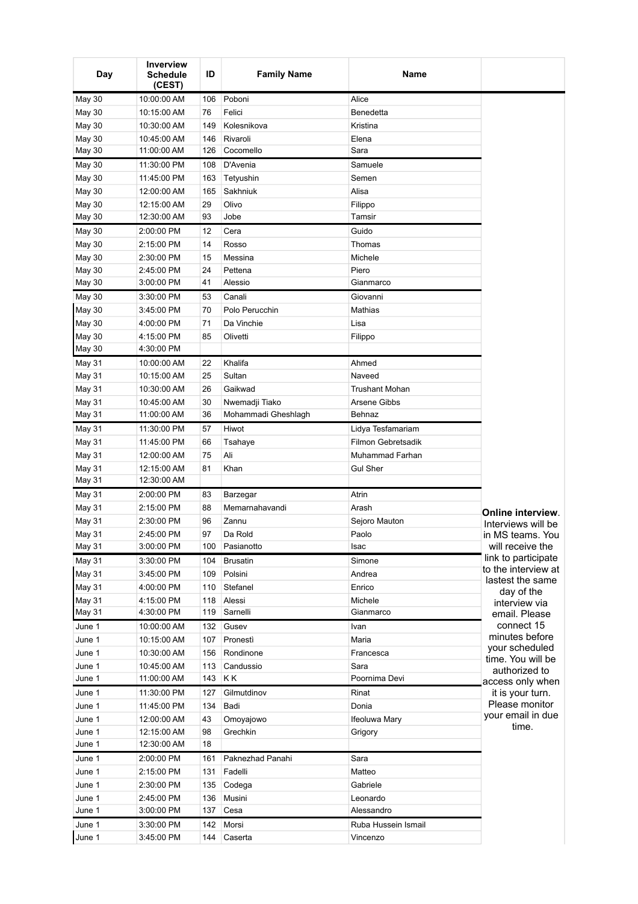| Day | Inverview Schedule (CEST) | ID | Family Name | Name | |
|---|---|---|---|---|---|
| May 30 | 10:00:00 AM | 106 | Poboni | Alice | |
| May 30 | 10:15:00 AM | 76 | Felici | Benedetta | |
| May 30 | 10:30:00 AM | 149 | Kolesnikova | Kristina | |
| May 30 | 10:45:00 AM | 146 | Rivaroli | Elena | |
| May 30 | 11:00:00 AM | 126 | Cocomello | Sara | |
| May 30 | 11:30:00 PM | 108 | D'Avenia | Samuele | |
| May 30 | 11:45:00 PM | 163 | Tetyushin | Semen | |
| May 30 | 12:00:00 AM | 165 | Sakhniuk | Alisa | |
| May 30 | 12:15:00 AM | 29 | Olivo | Filippo | |
| May 30 | 12:30:00 AM | 93 | Jobe | Tamsir | |
| May 30 | 2:00:00 PM | 12 | Cera | Guido | |
| May 30 | 2:15:00 PM | 14 | Rosso | Thomas | |
| May 30 | 2:30:00 PM | 15 | Messina | Michele | |
| May 30 | 2:45:00 PM | 24 | Pettena | Piero | |
| May 30 | 3:00:00 PM | 41 | Alessio | Gianmarco | |
| May 30 | 3:30:00 PM | 53 | Canali | Giovanni | |
| May 30 | 3:45:00 PM | 70 | Polo Perucchin | Mathias | |
| May 30 | 4:00:00 PM | 71 | Da Vinchie | Lisa | |
| May 30 | 4:15:00 PM | 85 | Olivetti | Filippo | |
| May 30 | 4:30:00 PM | | | | |
| May 31 | 10:00:00 AM | 22 | Khalifa | Ahmed | |
| May 31 | 10:15:00 AM | 25 | Sultan | Naveed | |
| May 31 | 10:30:00 AM | 26 | Gaikwad | Trushant Mohan | |
| May 31 | 10:45:00 AM | 30 | Nwemadji Tiako | Arsene Gibbs | |
| May 31 | 11:00:00 AM | 36 | Mohammadi Gheshlagh | Behnaz | |
| May 31 | 11:30:00 PM | 57 | Hiwot | Lidya Tesfamariam | |
| May 31 | 11:45:00 PM | 66 | Tsahaye | Filmon Gebretsadik | |
| May 31 | 12:00:00 AM | 75 | Ali | Muhammad Farhan | |
| May 31 | 12:15:00 AM | 81 | Khan | Gul Sher | |
| May 31 | 12:30:00 AM | | | | |
| May 31 | 2:00:00 PM | 83 | Barzegar | Atrin | |
| May 31 | 2:15:00 PM | 88 | Memarnahavandi | Arash | **Online interview**. Interviews will be in MS teams. You will receive the link to participate to the interview at lastest the same day of the interview via email. Please connect 15 minutes before your scheduled time. You will be authorized to access only when it is your turn. Please monitor your email in due time. |
| May 31 | 2:30:00 PM | 96 | Zannu | Sejoro Mauton | |
| May 31 | 2:45:00 PM | 97 | Da Rold | Paolo | |
| May 31 | 3:00:00 PM | 100 | Pasianotto | Isac | |
| May 31 | 3:30:00 PM | 104 | Brusatin | Simone | |
| May 31 | 3:45:00 PM | 109 | Polsini | Andrea | |
| May 31 | 4:00:00 PM | 110 | Stefanel | Enrico | |
| May 31 | 4:15:00 PM | 118 | Alessi | Michele | |
| May 31 | 4:30:00 PM | 119 | Sarnelli | Gianmarco | |
| June 1 | 10:00:00 AM | 132 | Gusev | Ivan | |
| June 1 | 10:15:00 AM | 107 | Pronestì | Maria | |
| June 1 | 10:30:00 AM | 156 | Rondinone | Francesca | |
| June 1 | 10:45:00 AM | 113 | Candussio | Sara | |
| June 1 | 11:00:00 AM | 143 | K K | Poornima Devi | |
| June 1 | 11:30:00 PM | 127 | Gilmutdinov | Rinat | |
| June 1 | 11:45:00 PM | 134 | Badi | Donia | |
| June 1 | 12:00:00 AM | 43 | Omoyajowo | Ifeoluwa Mary | |
| June 1 | 12:15:00 AM | 98 | Grechkin | Grigory | |
| June 1 | 12:30:00 AM | 18 | | | |
| June 1 | 2:00:00 PM | 161 | Paknezhad Panahi | Sara | |
| June 1 | 2:15:00 PM | 131 | Fadelli | Matteo | |
| June 1 | 2:30:00 PM | 135 | Codega | Gabriele | |
| June 1 | 2:45:00 PM | 136 | Musini | Leonardo | |
| June 1 | 3:00:00 PM | 137 | Cesa | Alessandro | |
| June 1 | 3:30:00 PM | 142 | Morsi | Ruba Hussein Ismail | |
| June 1 | 3:45:00 PM | 144 | Caserta | Vincenzo | |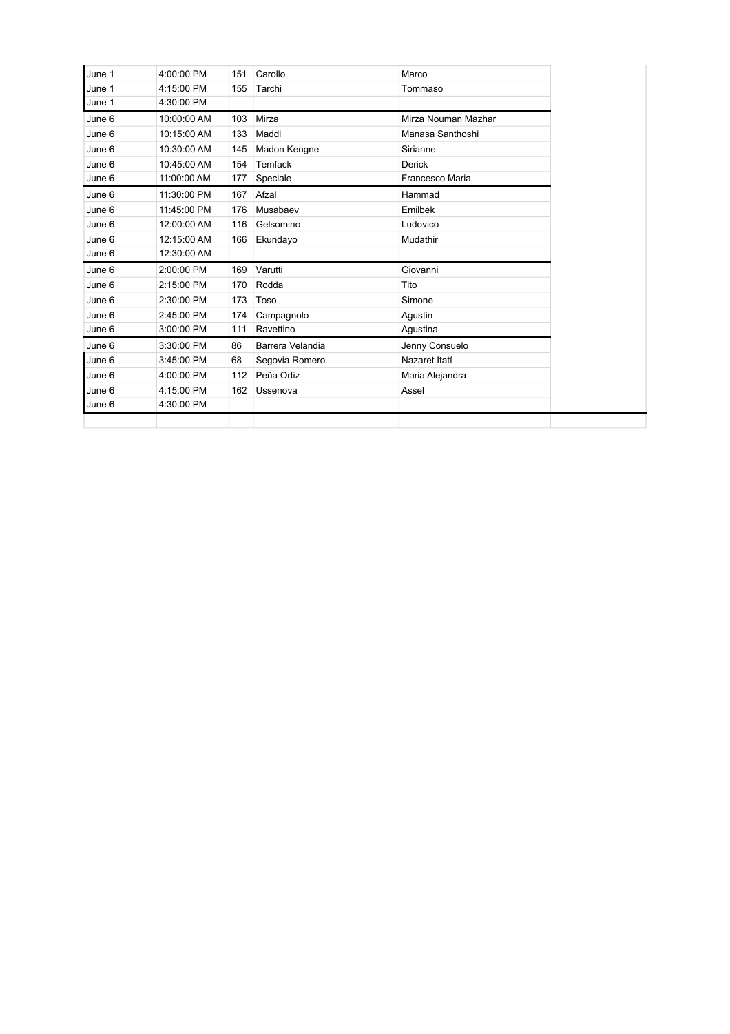| | | | | | |
|---|---|---|---|---|---|
| June 1 | 4:00:00 PM | 151 | Carollo | Marco | |
| June 1 | 4:15:00 PM | 155 | Tarchi | Tommaso | |
| June 1 | 4:30:00 PM | | | | |
| June 6 | 10:00:00 AM | 103 | Mirza | Mirza Nouman Mazhar | |
| June 6 | 10:15:00 AM | 133 | Maddi | Manasa Santhoshi | |
| June 6 | 10:30:00 AM | 145 | Madon Kengne | Sirianne | |
| June 6 | 10:45:00 AM | 154 | Temfack | Derick | |
| June 6 | 11:00:00 AM | 177 | Speciale | Francesco Maria | |
| June 6 | 11:30:00 PM | 167 | Afzal | Hammad | |
| June 6 | 11:45:00 PM | 176 | Musabaev | Emilbek | |
| June 6 | 12:00:00 AM | 116 | Gelsomino | Ludovico | |
| June 6 | 12:15:00 AM | 166 | Ekundayo | Mudathir | |
| June 6 | 12:30:00 AM | | | | |
| June 6 | 2:00:00 PM | 169 | Varutti | Giovanni | |
| June 6 | 2:15:00 PM | 170 | Rodda | Tito | |
| June 6 | 2:30:00 PM | 173 | Toso | Simone | |
| June 6 | 2:45:00 PM | 174 | Campagnolo | Agustin | |
| June 6 | 3:00:00 PM | 111 | Ravettino | Agustina | |
| June 6 | 3:30:00 PM | 86 | Barrera Velandia | Jenny Consuelo | |
| June 6 | 3:45:00 PM | 68 | Segovia Romero | Nazaret Itatí | |
| June 6 | 4:00:00 PM | 112 | Peña Ortiz | Maria Alejandra | |
| June 6 | 4:15:00 PM | 162 | Ussenova | Assel | |
| June 6 | 4:30:00 PM | | | | |
| | | | | | |